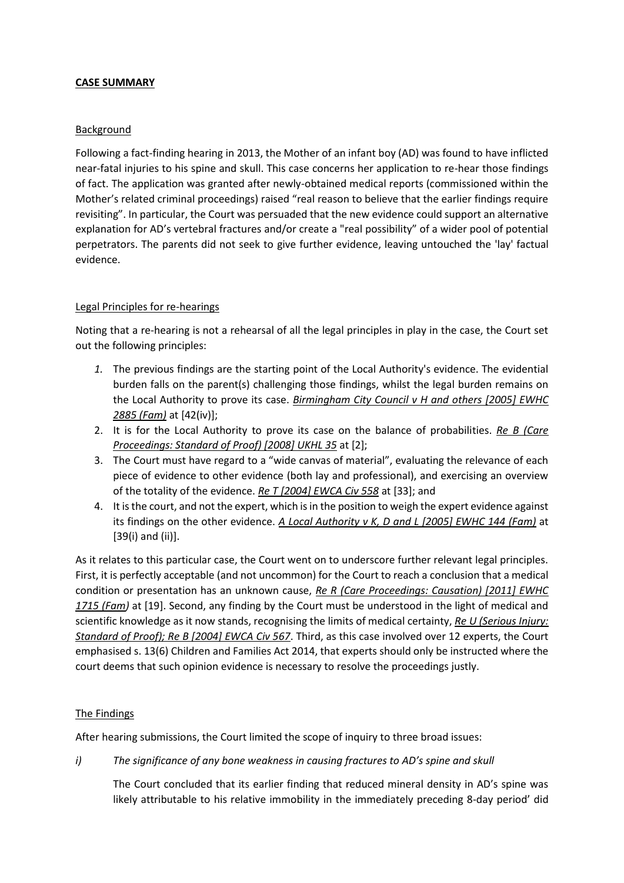**CASE SUMMARY**

Background

Following a fact-finding hearing in 2013, the Mother of an infant boy (AD) was found to have inflicted near-fatal injuries to his spine and skull. This case concerns her application to re-hear those findings of fact. The application was granted after newly-obtained medical reports (commissioned within the Mother's related criminal proceedings) raised "real reason to believe that the earlier findings require revisiting". In particular, the Court was persuaded that the new evidence could support an alternative explanation for AD's vertebral fractures and/or create a "real possibility" of a wider pool of potential perpetrators. The parents did not seek to give further evidence, leaving untouched the 'lay' factual evidence.

Legal Principles for re-hearings

Noting that a re-hearing is not a rehearsal of all the legal principles in play in the case, the Court set out the following principles:

1. The previous findings are the starting point of the Local Authority's evidence. The evidential burden falls on the parent(s) challenging those findings, whilst the legal burden remains on the Local Authority to prove its case. *Birmingham City Council v H and others [2005] EWHC 2885 (Fam)* at [42(iv)];
2. It is for the Local Authority to prove its case on the balance of probabilities. *Re B (Care Proceedings: Standard of Proof) [2008] UKHL 35* at [2];
3. The Court must have regard to a "wide canvas of material", evaluating the relevance of each piece of evidence to other evidence (both lay and professional), and exercising an overview of the totality of the evidence. *Re T [2004] EWCA Civ 558* at [33]; and
4. It is the court, and not the expert, which is in the position to weigh the expert evidence against its findings on the other evidence. *A Local Authority v K, D and L [2005] EWHC 144 (Fam)* at [39(i) and (ii)].

As it relates to this particular case, the Court went on to underscore further relevant legal principles. First, it is perfectly acceptable (and not uncommon) for the Court to reach a conclusion that a medical condition or presentation has an unknown cause, *Re R (Care Proceedings: Causation) [2011] EWHC 1715 (Fam)* at [19]. Second, any finding by the Court must be understood in the light of medical and scientific knowledge as it now stands, recognising the limits of medical certainty, *Re U (Serious Injury: Standard of Proof); Re B [2004] EWCA Civ 567*. Third, as this case involved over 12 experts, the Court emphasised s. 13(6) Children and Families Act 2014, that experts should only be instructed where the court deems that such opinion evidence is necessary to resolve the proceedings justly.

The Findings

After hearing submissions, the Court limited the scope of inquiry to three broad issues:

*i) The significance of any bone weakness in causing fractures to AD's spine and skull*

The Court concluded that its earlier finding that reduced mineral density in AD's spine was likely attributable to his relative immobility in the immediately preceding 8-day period' did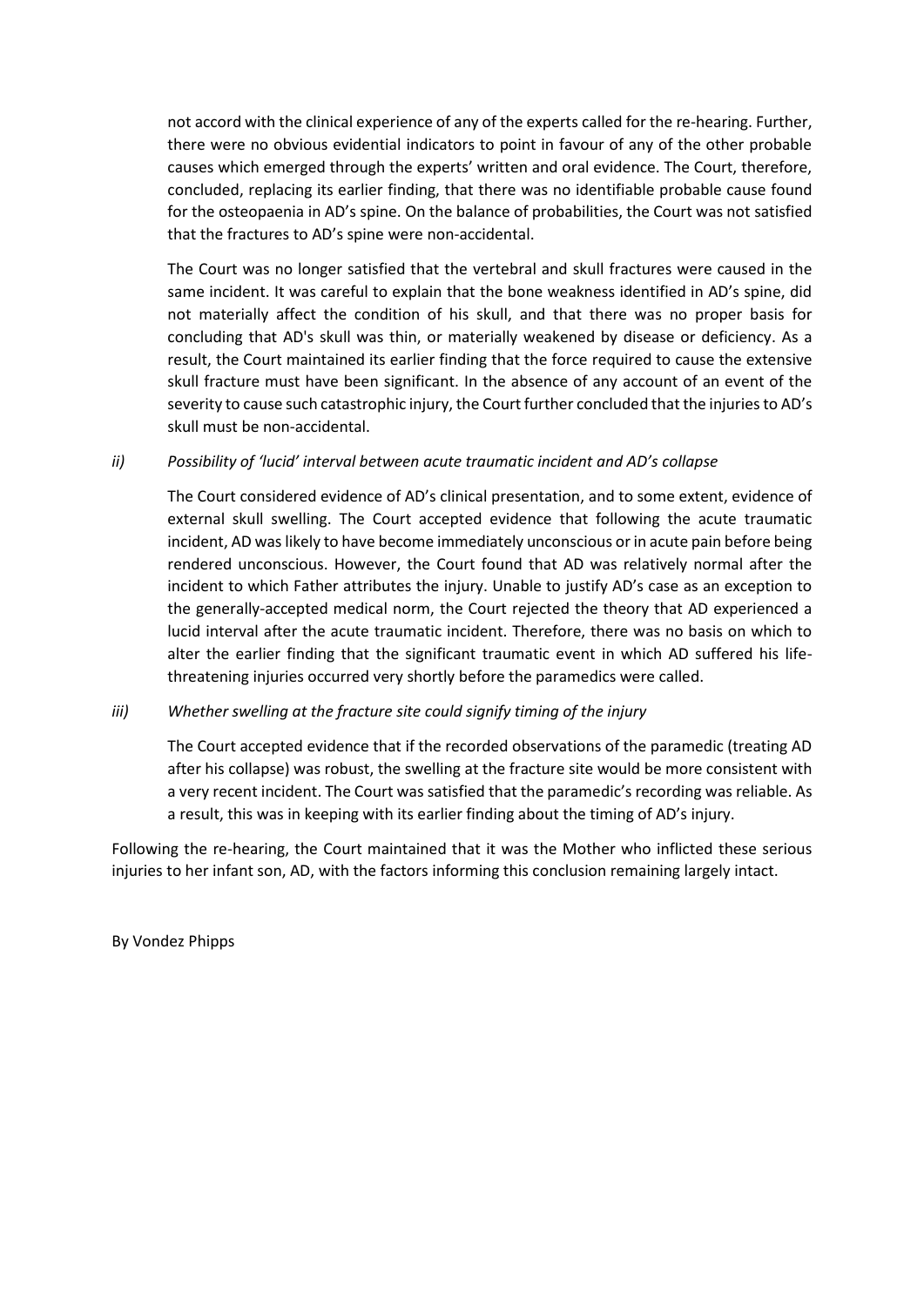not accord with the clinical experience of any of the experts called for the re-hearing. Further, there were no obvious evidential indicators to point in favour of any of the other probable causes which emerged through the experts' written and oral evidence. The Court, therefore, concluded, replacing its earlier finding, that there was no identifiable probable cause found for the osteopaenia in AD's spine. On the balance of probabilities, the Court was not satisfied that the fractures to AD's spine were non-accidental.

The Court was no longer satisfied that the vertebral and skull fractures were caused in the same incident. It was careful to explain that the bone weakness identified in AD's spine, did not materially affect the condition of his skull, and that there was no proper basis for concluding that AD's skull was thin, or materially weakened by disease or deficiency. As a result, the Court maintained its earlier finding that the force required to cause the extensive skull fracture must have been significant. In the absence of any account of an event of the severity to cause such catastrophic injury, the Court further concluded that the injuries to AD's skull must be non-accidental.

*ii) Possibility of 'lucid' interval between acute traumatic incident and AD's collapse*

The Court considered evidence of AD's clinical presentation, and to some extent, evidence of external skull swelling. The Court accepted evidence that following the acute traumatic incident, AD was likely to have become immediately unconscious or in acute pain before being rendered unconscious. However, the Court found that AD was relatively normal after the incident to which Father attributes the injury. Unable to justify AD's case as an exception to the generally-accepted medical norm, the Court rejected the theory that AD experienced a lucid interval after the acute traumatic incident. Therefore, there was no basis on which to alter the earlier finding that the significant traumatic event in which AD suffered his life-threatening injuries occurred very shortly before the paramedics were called.

*iii) Whether swelling at the fracture site could signify timing of the injury*

The Court accepted evidence that if the recorded observations of the paramedic (treating AD after his collapse) was robust, the swelling at the fracture site would be more consistent with a very recent incident. The Court was satisfied that the paramedic's recording was reliable. As a result, this was in keeping with its earlier finding about the timing of AD's injury.

Following the re-hearing, the Court maintained that it was the Mother who inflicted these serious injuries to her infant son, AD, with the factors informing this conclusion remaining largely intact.

By Vondez Phipps